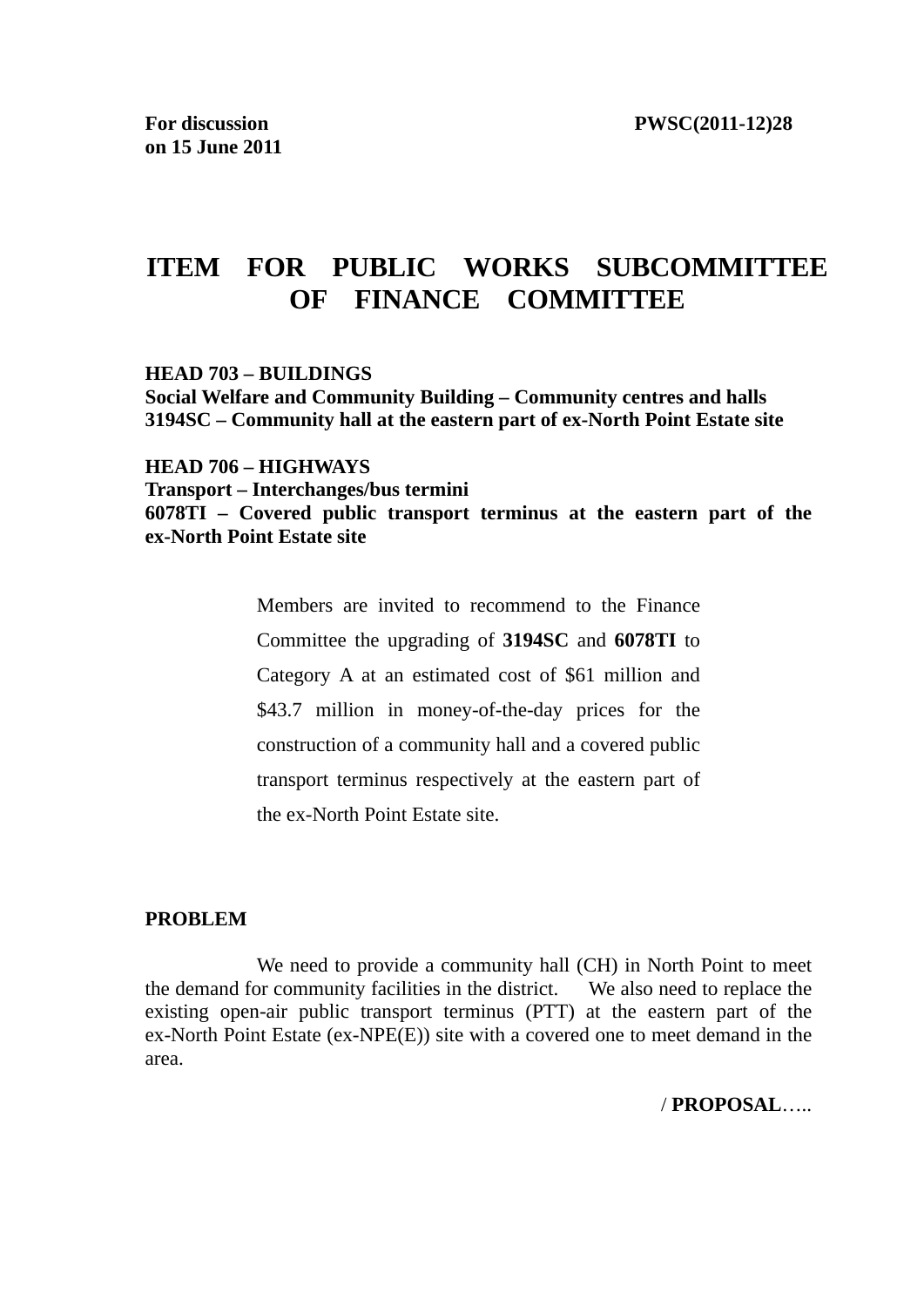**For discussion on 15 June 2011** **PWSC(2011-12)28**

# ITEM FOR PUBLIC WORKS SUBCOMMITTEE OF FINANCE COMMITTEE

**HEAD 703 – BUILDINGS**
**Social Welfare and Community Building – Community centres and halls**
**3194SC – Community hall at the eastern part of ex-North Point Estate site**

**HEAD 706 – HIGHWAYS**
**Transport – Interchanges/bus termini**
**6078TI – Covered public transport terminus at the eastern part of the ex-North Point Estate site**

> Members are invited to recommend to the Finance Committee the upgrading of **3194SC** and **6078TI** to Category A at an estimated cost of $61 million and $43.7 million in money-of-the-day prices for the construction of a community hall and a covered public transport terminus respectively at the eastern part of the ex-North Point Estate site.

**PROBLEM**

We need to provide a community hall (CH) in North Point to meet the demand for community facilities in the district. We also need to replace the existing open-air public transport terminus (PTT) at the eastern part of the ex-North Point Estate (ex-NPE(E)) site with a covered one to meet demand in the area.

/ **PROPOSAL**…..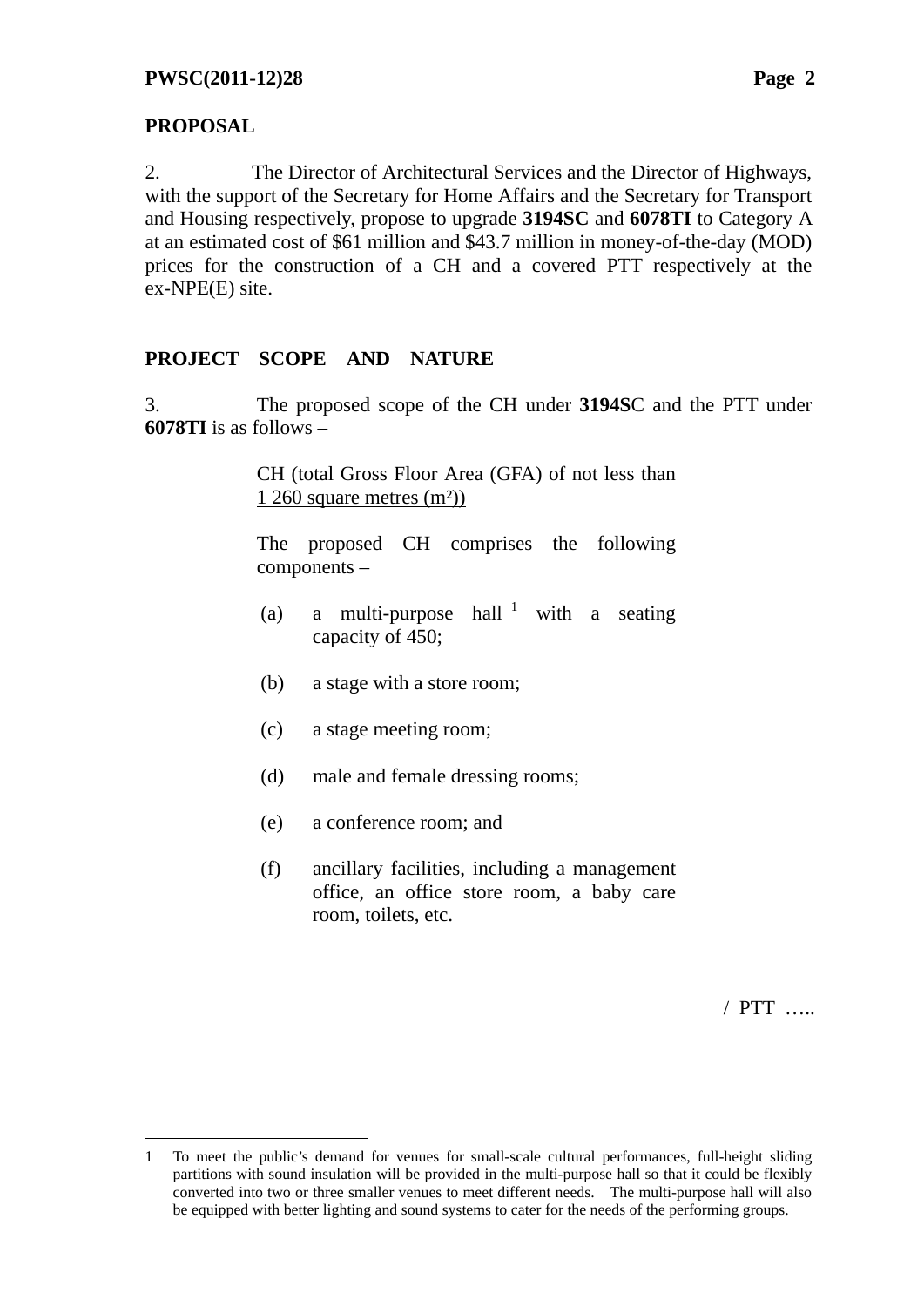## PROPOSAL

2. The Director of Architectural Services and the Director of Highways, with the support of the Secretary for Home Affairs and the Secretary for Transport and Housing respectively, propose to upgrade **3194SC** and **6078TI** to Category A at an estimated cost of $61 million and $43.7 million in money-of-the-day (MOD) prices for the construction of a CH and a covered PTT respectively at the ex-NPE(E) site.

## PROJECT SCOPE AND NATURE

3. The proposed scope of the CH under **3194S**C and the PTT under **6078TI** is as follows –

CH (total Gross Floor Area (GFA) of not less than 1 260 square metres ($m^2$))

The proposed CH comprises the following components –

(a) a multi-purpose hall [1] with a seating capacity of 450;

(b) a stage with a store room;

(c) a stage meeting room;

(d) male and female dressing rooms;

(e) a conference room; and

(f) ancillary facilities, including a management office, an office store room, a baby care room, toilets, etc.

/ PTT …..

---

1 To meet the public's demand for venues for small-scale cultural performances, full-height sliding partitions with sound insulation will be provided in the multi-purpose hall so that it could be flexibly converted into two or three smaller venues to meet different needs. The multi-purpose hall will also be equipped with better lighting and sound systems to cater for the needs of the performing groups.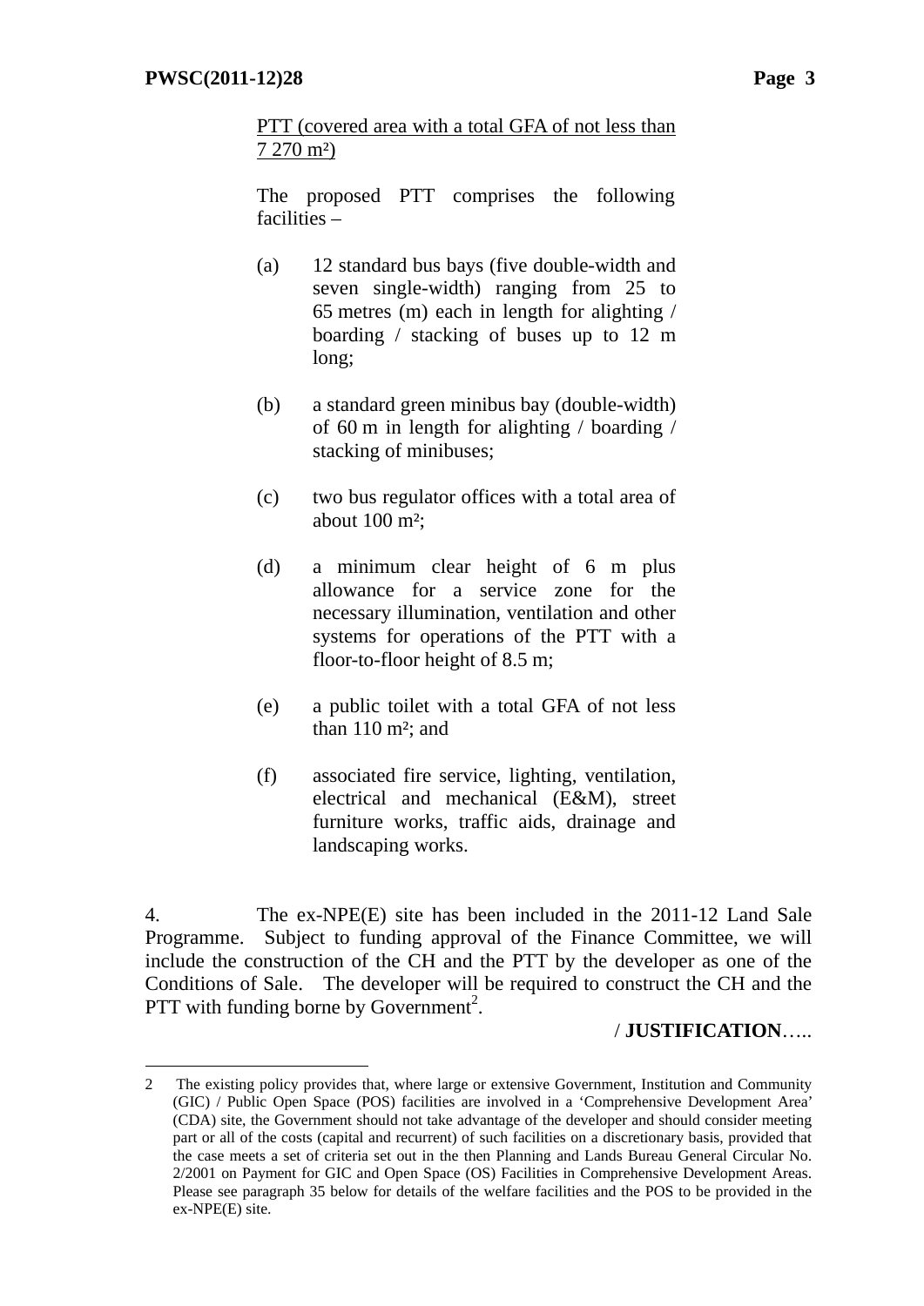PTT (covered area with a total GFA of not less than 7 270 m²)

The proposed PTT comprises the following facilities –

(a) 12 standard bus bays (five double-width and seven single-width) ranging from 25 to 65 metres (m) each in length for alighting / boarding / stacking of buses up to 12 m long;

(b) a standard green minibus bay (double-width) of 60 m in length for alighting / boarding / stacking of minibuses;

(c) two bus regulator offices with a total area of about 100 m²;

(d) a minimum clear height of 6 m plus allowance for a service zone for the necessary illumination, ventilation and other systems for operations of the PTT with a floor-to-floor height of 8.5 m;

(e) a public toilet with a total GFA of not less than 110 m²; and

(f) associated fire service, lighting, ventilation, electrical and mechanical (E&M), street furniture works, traffic aids, drainage and landscaping works.

4. The ex-NPE(E) site has been included in the 2011-12 Land Sale Programme. Subject to funding approval of the Finance Committee, we will include the construction of the CH and the PTT by the developer as one of the Conditions of Sale. The developer will be required to construct the CH and the PTT with funding borne by Government[2].

/ **JUSTIFICATION**…..

---

2 The existing policy provides that, where large or extensive Government, Institution and Community (GIC) / Public Open Space (POS) facilities are involved in a 'Comprehensive Development Area' (CDA) site, the Government should not take advantage of the developer and should consider meeting part or all of the costs (capital and recurrent) of such facilities on a discretionary basis, provided that the case meets a set of criteria set out in the then Planning and Lands Bureau General Circular No. 2/2001 on Payment for GIC and Open Space (OS) Facilities in Comprehensive Development Areas. Please see paragraph 35 below for details of the welfare facilities and the POS to be provided in the ex-NPE(E) site.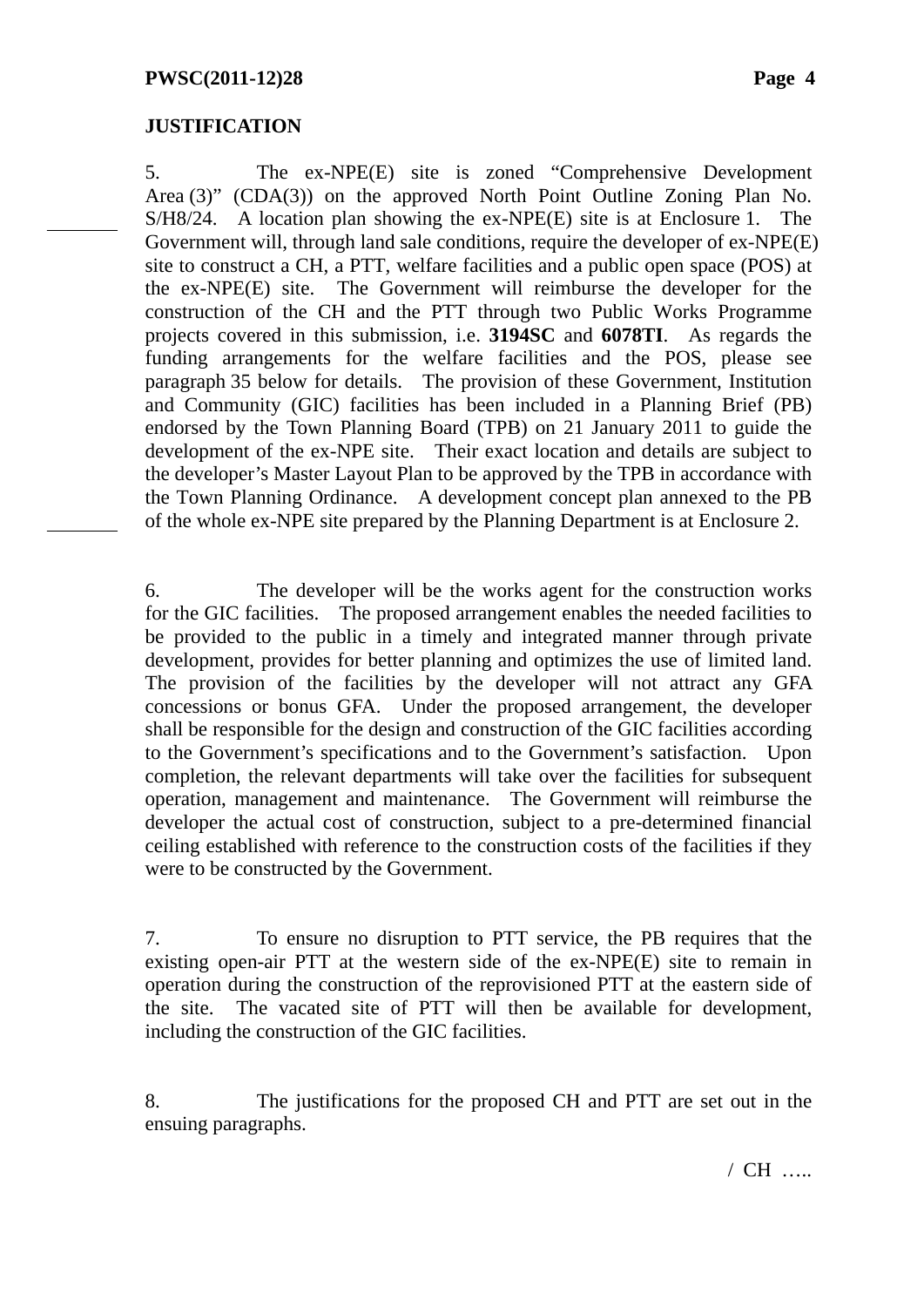**JUSTIFICATION**

5. The ex-NPE(E) site is zoned "Comprehensive Development Area (3)" (CDA(3)) on the approved North Point Outline Zoning Plan No. S/H8/24. A location plan showing the ex-NPE(E) site is at Enclosure 1. The Government will, through land sale conditions, require the developer of ex-NPE(E) site to construct a CH, a PTT, welfare facilities and a public open space (POS) at the ex-NPE(E) site. The Government will reimburse the developer for the construction of the CH and the PTT through two Public Works Programme projects covered in this submission, i.e. **3194SC** and **6078TI**. As regards the funding arrangements for the welfare facilities and the POS, please see paragraph 35 below for details. The provision of these Government, Institution and Community (GIC) facilities has been included in a Planning Brief (PB) endorsed by the Town Planning Board (TPB) on 21 January 2011 to guide the development of the ex-NPE site. Their exact location and details are subject to the developer's Master Layout Plan to be approved by the TPB in accordance with the Town Planning Ordinance. A development concept plan annexed to the PB of the whole ex-NPE site prepared by the Planning Department is at Enclosure 2.

6. The developer will be the works agent for the construction works for the GIC facilities. The proposed arrangement enables the needed facilities to be provided to the public in a timely and integrated manner through private development, provides for better planning and optimizes the use of limited land. The provision of the facilities by the developer will not attract any GFA concessions or bonus GFA. Under the proposed arrangement, the developer shall be responsible for the design and construction of the GIC facilities according to the Government's specifications and to the Government's satisfaction. Upon completion, the relevant departments will take over the facilities for subsequent operation, management and maintenance. The Government will reimburse the developer the actual cost of construction, subject to a pre-determined financial ceiling established with reference to the construction costs of the facilities if they were to be constructed by the Government.

7. To ensure no disruption to PTT service, the PB requires that the existing open-air PTT at the western side of the ex-NPE(E) site to remain in operation during the construction of the reprovisioned PTT at the eastern side of the site. The vacated site of PTT will then be available for development, including the construction of the GIC facilities.

8. The justifications for the proposed CH and PTT are set out in the ensuing paragraphs.

/ CH …..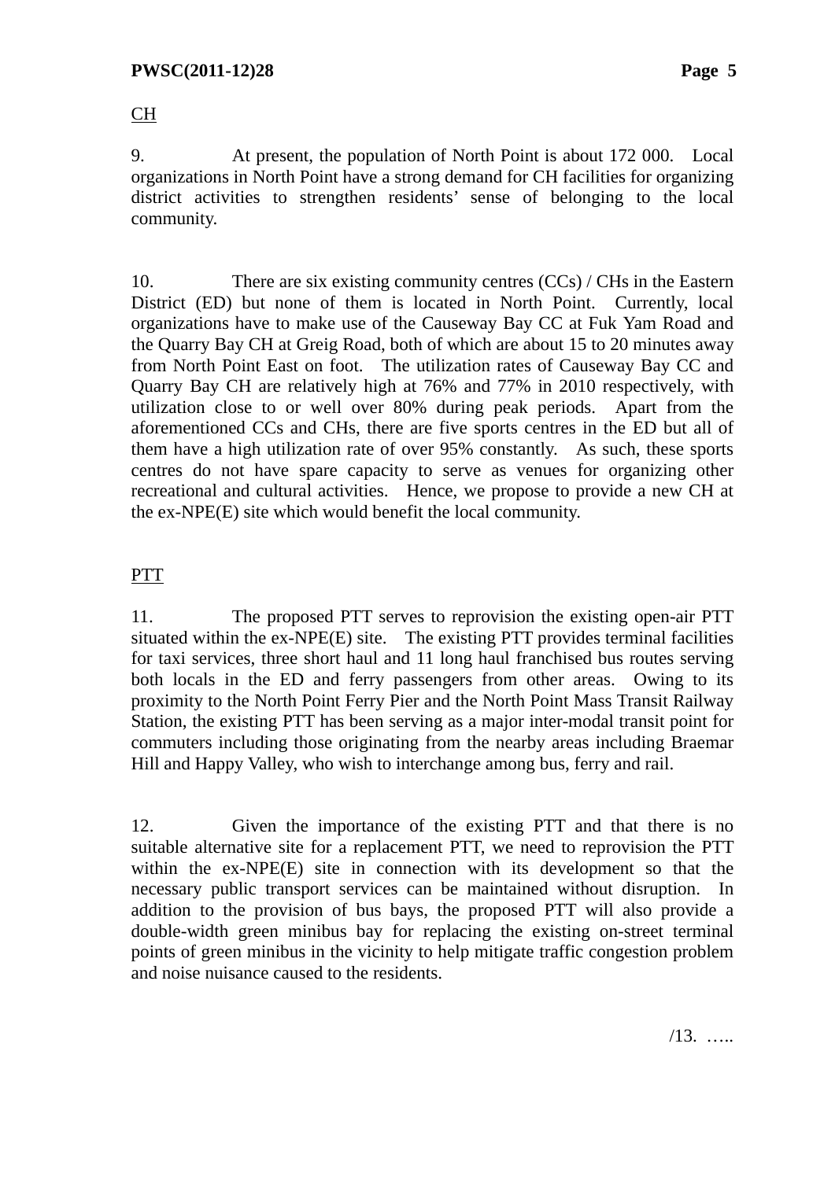<u>CH</u>

9. At present, the population of North Point is about 172 000. Local organizations in North Point have a strong demand for CH facilities for organizing district activities to strengthen residents' sense of belonging to the local community.

10. There are six existing community centres (CCs) / CHs in the Eastern District (ED) but none of them is located in North Point. Currently, local organizations have to make use of the Causeway Bay CC at Fuk Yam Road and the Quarry Bay CH at Greig Road, both of which are about 15 to 20 minutes away from North Point East on foot. The utilization rates of Causeway Bay CC and Quarry Bay CH are relatively high at 76% and 77% in 2010 respectively, with utilization close to or well over 80% during peak periods. Apart from the aforementioned CCs and CHs, there are five sports centres in the ED but all of them have a high utilization rate of over 95% constantly. As such, these sports centres do not have spare capacity to serve as venues for organizing other recreational and cultural activities. Hence, we propose to provide a new CH at the ex-NPE(E) site which would benefit the local community.

<u>PTT</u>

11. The proposed PTT serves to reprovision the existing open-air PTT situated within the ex-NPE(E) site. The existing PTT provides terminal facilities for taxi services, three short haul and 11 long haul franchised bus routes serving both locals in the ED and ferry passengers from other areas. Owing to its proximity to the North Point Ferry Pier and the North Point Mass Transit Railway Station, the existing PTT has been serving as a major inter-modal transit point for commuters including those originating from the nearby areas including Braemar Hill and Happy Valley, who wish to interchange among bus, ferry and rail.

12. Given the importance of the existing PTT and that there is no suitable alternative site for a replacement PTT, we need to reprovision the PTT within the ex-NPE(E) site in connection with its development so that the necessary public transport services can be maintained without disruption. In addition to the provision of bus bays, the proposed PTT will also provide a double-width green minibus bay for replacing the existing on-street terminal points of green minibus in the vicinity to help mitigate traffic congestion problem and noise nuisance caused to the residents.

/13. …..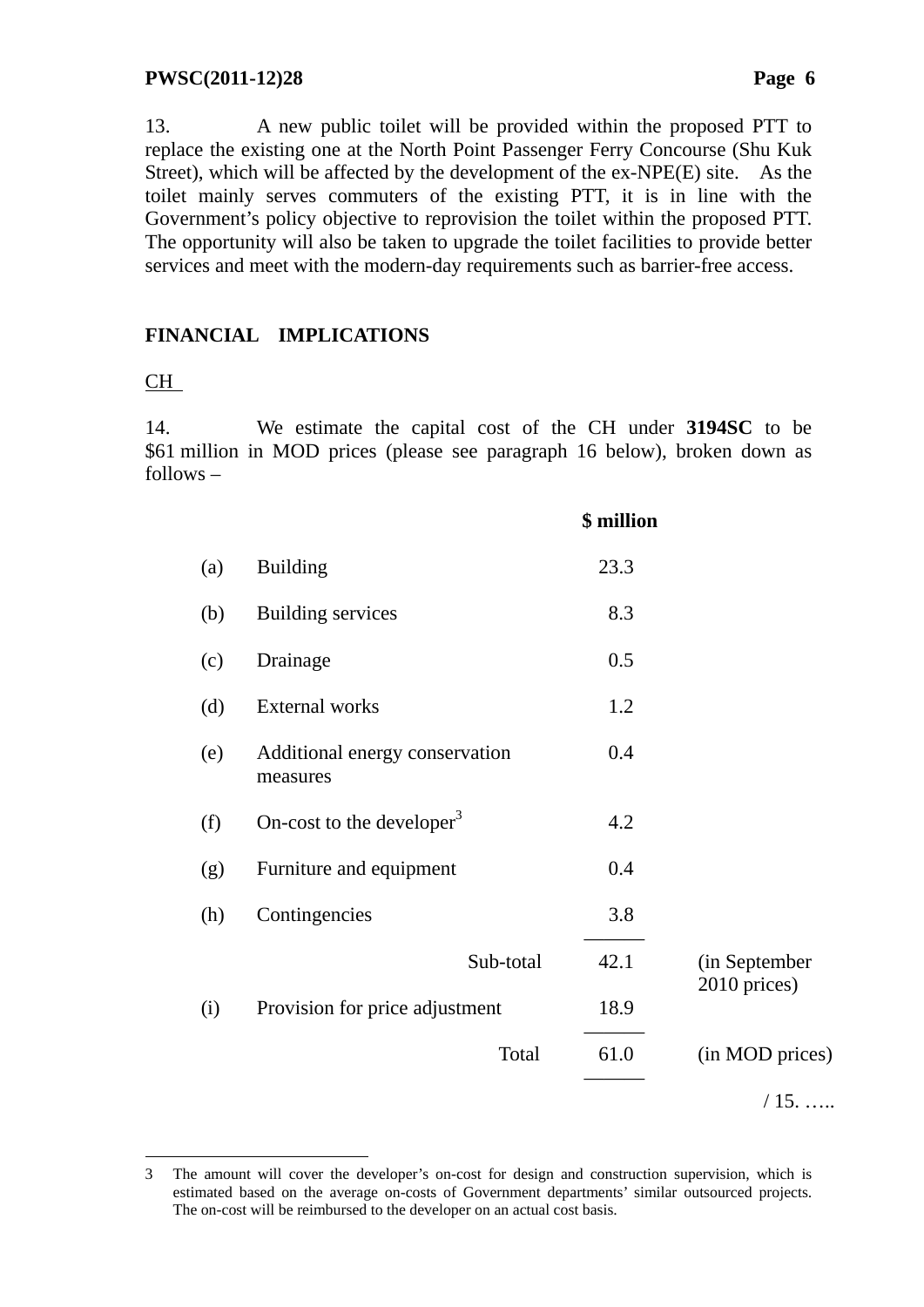13. A new public toilet will be provided within the proposed PTT to replace the existing one at the North Point Passenger Ferry Concourse (Shu Kuk Street), which will be affected by the development of the ex-NPE(E) site. As the toilet mainly serves commuters of the existing PTT, it is in line with the Government's policy objective to reprovision the toilet within the proposed PTT. The opportunity will also be taken to upgrade the toilet facilities to provide better services and meet with the modern-day requirements such as barrier-free access.

## FINANCIAL IMPLICATIONS

CH

14. We estimate the capital cost of the CH under **3194SC** to be $61 million in MOD prices (please see paragraph 16 below), broken down as follows –

| | | **$ million** | |
|---|---|---|---|
| (a) | Building | 23.3 | |
| (b) | Building services | 8.3 | |
| (c) | Drainage | 0.5 | |
| (d) | External works | 1.2 | |
| (e) | Additional energy conservation measures | 0.4 | |
| (f) | On-cost to the developer[3] | 4.2 | |
| (g) | Furniture and equipment | 0.4 | |
| (h) | Contingencies | 3.8 | |
| | Sub-total | 42.1 | (in September 2010 prices) |
| (i) | Provision for price adjustment | 18.9 | |
| | Total | 61.0 | (in MOD prices) |

/ 15. …..

3 The amount will cover the developer's on-cost for design and construction supervision, which is estimated based on the average on-costs of Government departments' similar outsourced projects. The on-cost will be reimbursed to the developer on an actual cost basis.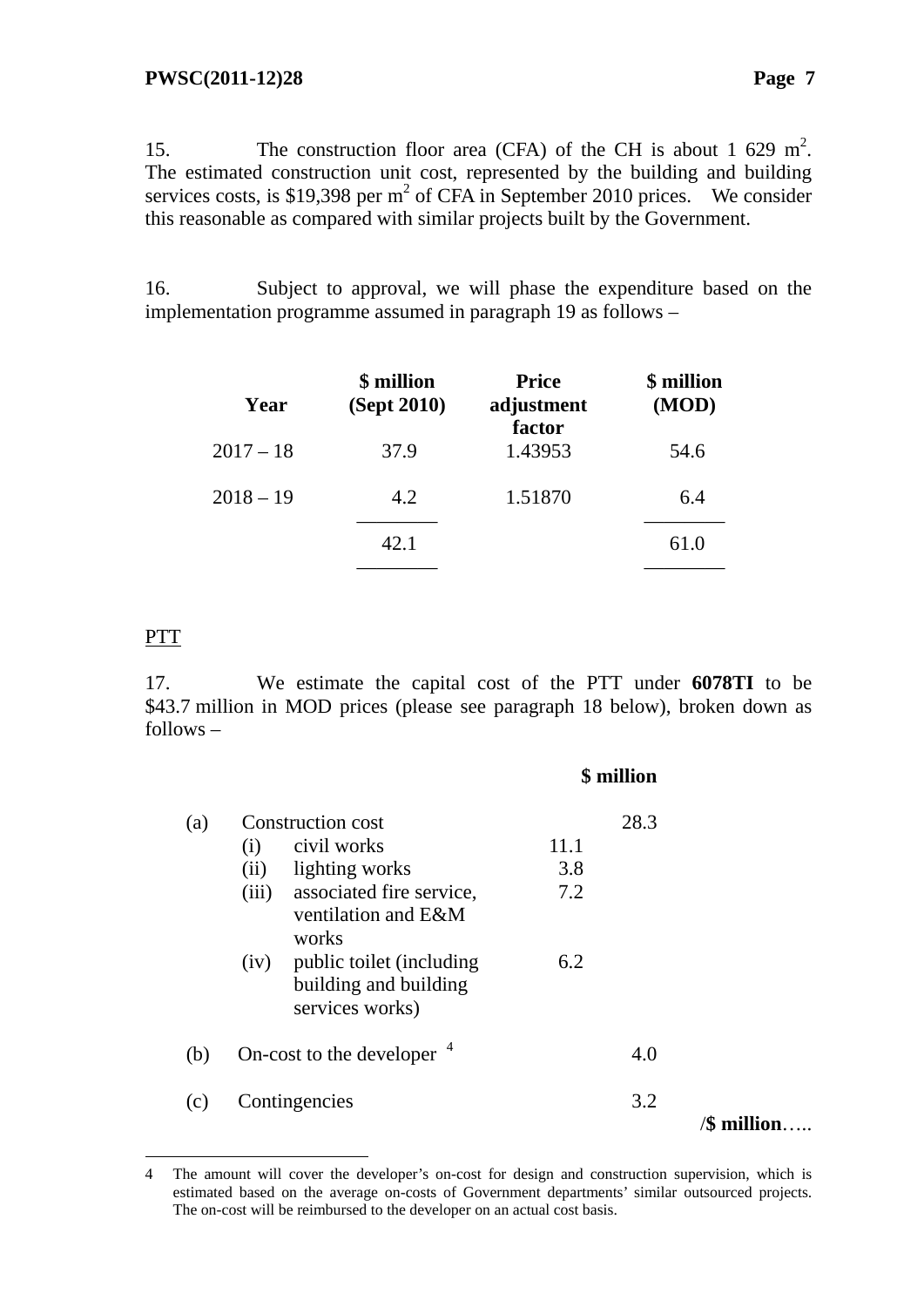15. The construction floor area (CFA) of the CH is about 1 629 $m^2$. The estimated construction unit cost, represented by the building and building services costs, is $19,398 per $m^2$ of CFA in September 2010 prices. We consider this reasonable as compared with similar projects built by the Government.

16. Subject to approval, we will phase the expenditure based on the implementation programme assumed in paragraph 19 as follows –

| Year | $ million (Sept 2010) | Price adjustment factor | $ million (MOD) |
|---|---|---|---|
| 2017 – 18 | 37.9 | 1.43953 | 54.6 |
| 2018 – 19 | 4.2 | 1.51870 | 6.4 |
| | 42.1 | | 61.0 |

PTT

17. We estimate the capital cost of the PTT under **6078TI** to be $43.7 million in MOD prices (please see paragraph 18 below), broken down as follows –

| | | | | $ million |
|---|---|---|---|---|
| (a) | Construction cost | | | 28.3 |
| | (i) | civil works | 11.1 | |
| | (ii) | lighting works | 3.8 | |
| | (iii) | associated fire service, ventilation and E&M works | 7.2 | |
| | (iv) | public toilet (including building and building services works) | 6.2 | |
| (b) | On-cost to the developer [4] | | | 4.0 |
| (c) | Contingencies | | | 3.2 |

/**$ million**…..

4 The amount will cover the developer's on-cost for design and construction supervision, which is estimated based on the average on-costs of Government departments' similar outsourced projects. The on-cost will be reimbursed to the developer on an actual cost basis.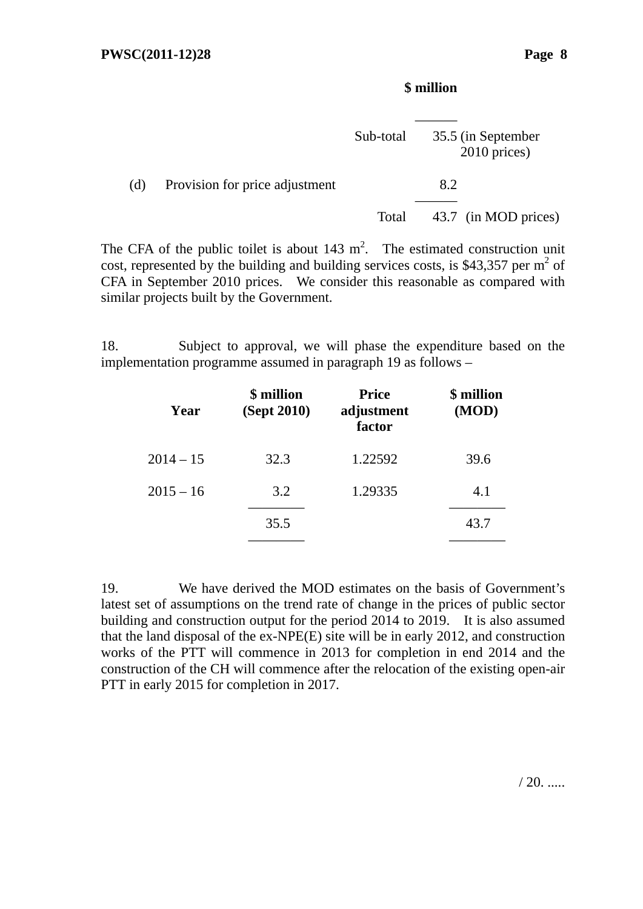| | | $ million | |
|---|---|---|---|
| | Sub-total | 35.5 | (in September 2010 prices) |
| (d) | Provision for price adjustment | 8.2 | |
| | Total | 43.7 | (in MOD prices) |

The CFA of the public toilet is about 143 $m^2$. The estimated construction unit cost, represented by the building and building services costs, is $43,357 per $m^2$ of CFA in September 2010 prices. We consider this reasonable as compared with similar projects built by the Government.

18. Subject to approval, we will phase the expenditure based on the implementation programme assumed in paragraph 19 as follows –

| Year | $ million (Sept 2010) | Price adjustment factor | $ million (MOD) |
|---|---|---|---|
| 2014 – 15 | 32.3 | 1.22592 | 39.6 |
| 2015 – 16 | 3.2 | 1.29335 | 4.1 |
| | 35.5 | | 43.7 |

19. We have derived the MOD estimates on the basis of Government's latest set of assumptions on the trend rate of change in the prices of public sector building and construction output for the period 2014 to 2019. It is also assumed that the land disposal of the ex-NPE(E) site will be in early 2012, and construction works of the PTT will commence in 2013 for completion in end 2014 and the construction of the CH will commence after the relocation of the existing open-air PTT in early 2015 for completion in 2017.

/ 20. .....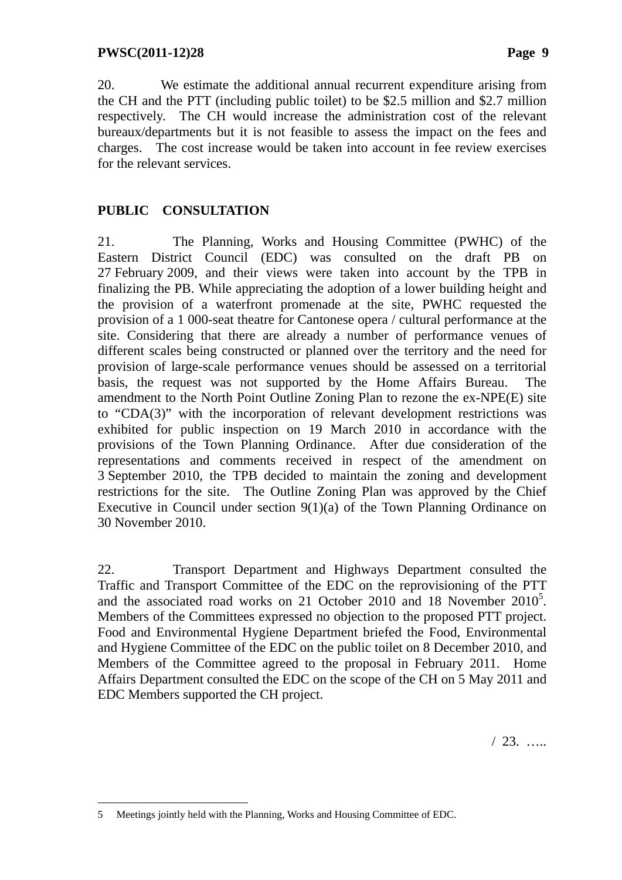20. We estimate the additional annual recurrent expenditure arising from the CH and the PTT (including public toilet) to be $2.5 million and $2.7 million respectively. The CH would increase the administration cost of the relevant bureaux/departments but it is not feasible to assess the impact on the fees and charges. The cost increase would be taken into account in fee review exercises for the relevant services.

## PUBLIC CONSULTATION

21. The Planning, Works and Housing Committee (PWHC) of the Eastern District Council (EDC) was consulted on the draft PB on 27 February 2009, and their views were taken into account by the TPB in finalizing the PB. While appreciating the adoption of a lower building height and the provision of a waterfront promenade at the site, PWHC requested the provision of a 1 000-seat theatre for Cantonese opera / cultural performance at the site. Considering that there are already a number of performance venues of different scales being constructed or planned over the territory and the need for provision of large-scale performance venues should be assessed on a territorial basis, the request was not supported by the Home Affairs Bureau. The amendment to the North Point Outline Zoning Plan to rezone the ex-NPE(E) site to "CDA(3)" with the incorporation of relevant development restrictions was exhibited for public inspection on 19 March 2010 in accordance with the provisions of the Town Planning Ordinance. After due consideration of the representations and comments received in respect of the amendment on 3 September 2010, the TPB decided to maintain the zoning and development restrictions for the site. The Outline Zoning Plan was approved by the Chief Executive in Council under section 9(1)(a) of the Town Planning Ordinance on 30 November 2010.

22. Transport Department and Highways Department consulted the Traffic and Transport Committee of the EDC on the reprovisioning of the PTT and the associated road works on 21 October 2010 and 18 November 2010[5]. Members of the Committees expressed no objection to the proposed PTT project. Food and Environmental Hygiene Department briefed the Food, Environmental and Hygiene Committee of the EDC on the public toilet on 8 December 2010, and Members of the Committee agreed to the proposal in February 2011. Home Affairs Department consulted the EDC on the scope of the CH on 5 May 2011 and EDC Members supported the CH project.

/ 23. …..

---

5 Meetings jointly held with the Planning, Works and Housing Committee of EDC.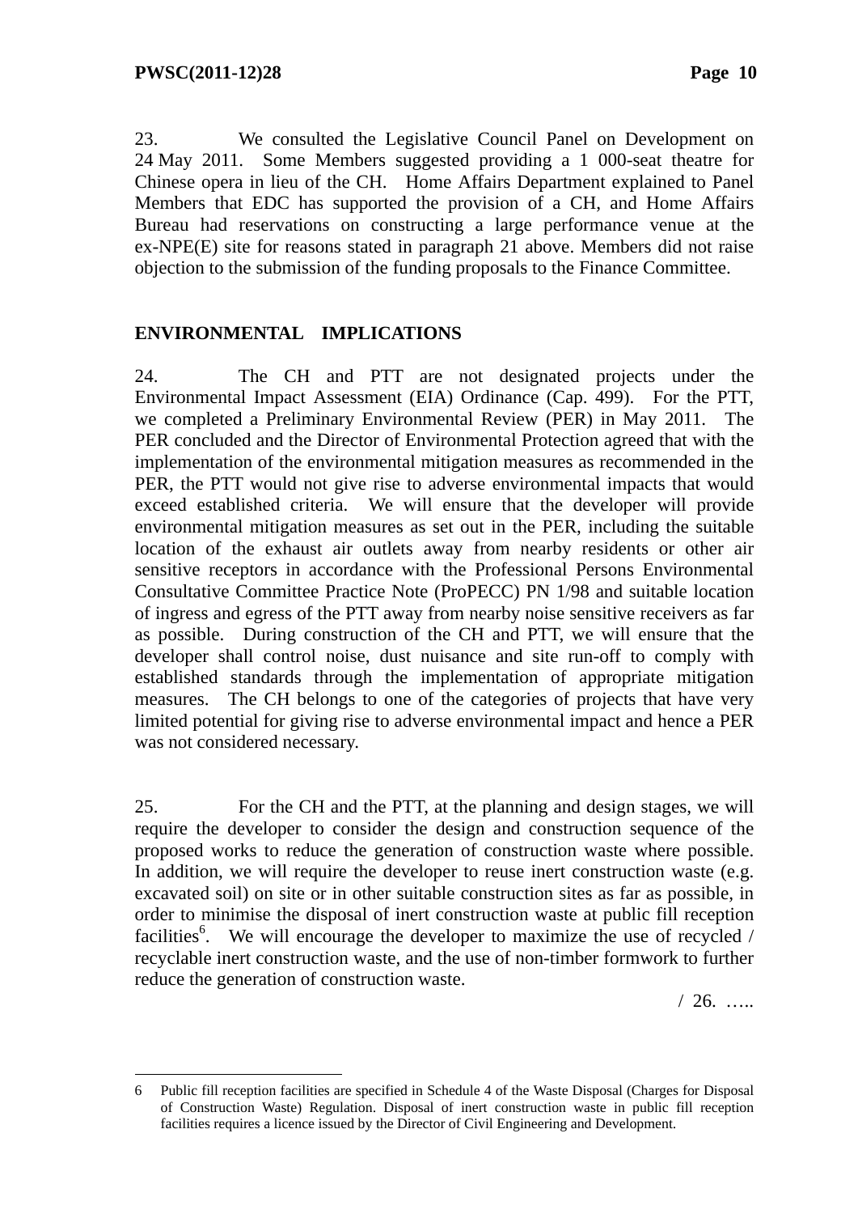23. We consulted the Legislative Council Panel on Development on 24 May 2011. Some Members suggested providing a 1 000-seat theatre for Chinese opera in lieu of the CH. Home Affairs Department explained to Panel Members that EDC has supported the provision of a CH, and Home Affairs Bureau had reservations on constructing a large performance venue at the ex-NPE(E) site for reasons stated in paragraph 21 above. Members did not raise objection to the submission of the funding proposals to the Finance Committee.

## ENVIRONMENTAL IMPLICATIONS

24. The CH and PTT are not designated projects under the Environmental Impact Assessment (EIA) Ordinance (Cap. 499). For the PTT, we completed a Preliminary Environmental Review (PER) in May 2011. The PER concluded and the Director of Environmental Protection agreed that with the implementation of the environmental mitigation measures as recommended in the PER, the PTT would not give rise to adverse environmental impacts that would exceed established criteria. We will ensure that the developer will provide environmental mitigation measures as set out in the PER, including the suitable location of the exhaust air outlets away from nearby residents or other air sensitive receptors in accordance with the Professional Persons Environmental Consultative Committee Practice Note (ProPECC) PN 1/98 and suitable location of ingress and egress of the PTT away from nearby noise sensitive receivers as far as possible. During construction of the CH and PTT, we will ensure that the developer shall control noise, dust nuisance and site run-off to comply with established standards through the implementation of appropriate mitigation measures. The CH belongs to one of the categories of projects that have very limited potential for giving rise to adverse environmental impact and hence a PER was not considered necessary.

25. For the CH and the PTT, at the planning and design stages, we will require the developer to consider the design and construction sequence of the proposed works to reduce the generation of construction waste where possible. In addition, we will require the developer to reuse inert construction waste (e.g. excavated soil) on site or in other suitable construction sites as far as possible, in order to minimise the disposal of inert construction waste at public fill reception facilities[6]. We will encourage the developer to maximize the use of recycled / recyclable inert construction waste, and the use of non-timber formwork to further reduce the generation of construction waste.

/ 26. …..

---

6 Public fill reception facilities are specified in Schedule 4 of the Waste Disposal (Charges for Disposal of Construction Waste) Regulation. Disposal of inert construction waste in public fill reception facilities requires a licence issued by the Director of Civil Engineering and Development.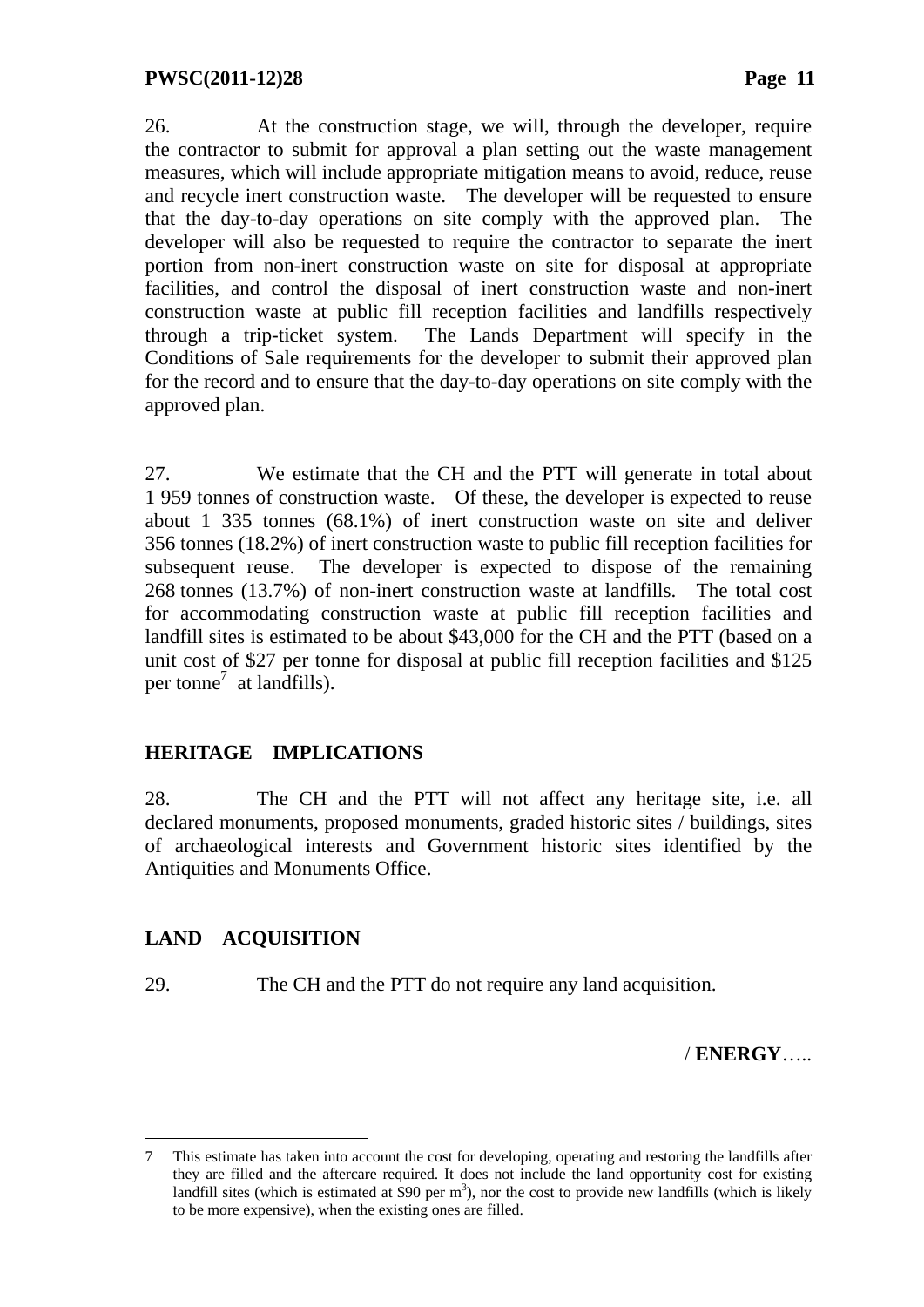26. At the construction stage, we will, through the developer, require the contractor to submit for approval a plan setting out the waste management measures, which will include appropriate mitigation means to avoid, reduce, reuse and recycle inert construction waste. The developer will be requested to ensure that the day-to-day operations on site comply with the approved plan. The developer will also be requested to require the contractor to separate the inert portion from non-inert construction waste on site for disposal at appropriate facilities, and control the disposal of inert construction waste and non-inert construction waste at public fill reception facilities and landfills respectively through a trip-ticket system. The Lands Department will specify in the Conditions of Sale requirements for the developer to submit their approved plan for the record and to ensure that the day-to-day operations on site comply with the approved plan.

27. We estimate that the CH and the PTT will generate in total about 1 959 tonnes of construction waste. Of these, the developer is expected to reuse about 1 335 tonnes (68.1%) of inert construction waste on site and deliver 356 tonnes (18.2%) of inert construction waste to public fill reception facilities for subsequent reuse. The developer is expected to dispose of the remaining 268 tonnes (13.7%) of non-inert construction waste at landfills. The total cost for accommodating construction waste at public fill reception facilities and landfill sites is estimated to be about $43,000 for the CH and the PTT (based on a unit cost of $27 per tonne for disposal at public fill reception facilities and $125 per tonne[7] at landfills).

## HERITAGE IMPLICATIONS

28. The CH and the PTT will not affect any heritage site, i.e. all declared monuments, proposed monuments, graded historic sites / buildings, sites of archaeological interests and Government historic sites identified by the Antiquities and Monuments Office.

## LAND ACQUISITION

29. The CH and the PTT do not require any land acquisition.

/ **ENERGY**…..

---

7 This estimate has taken into account the cost for developing, operating and restoring the landfills after they are filled and the aftercare required. It does not include the land opportunity cost for existing landfill sites (which is estimated at $90 per $m^3$), nor the cost to provide new landfills (which is likely to be more expensive), when the existing ones are filled.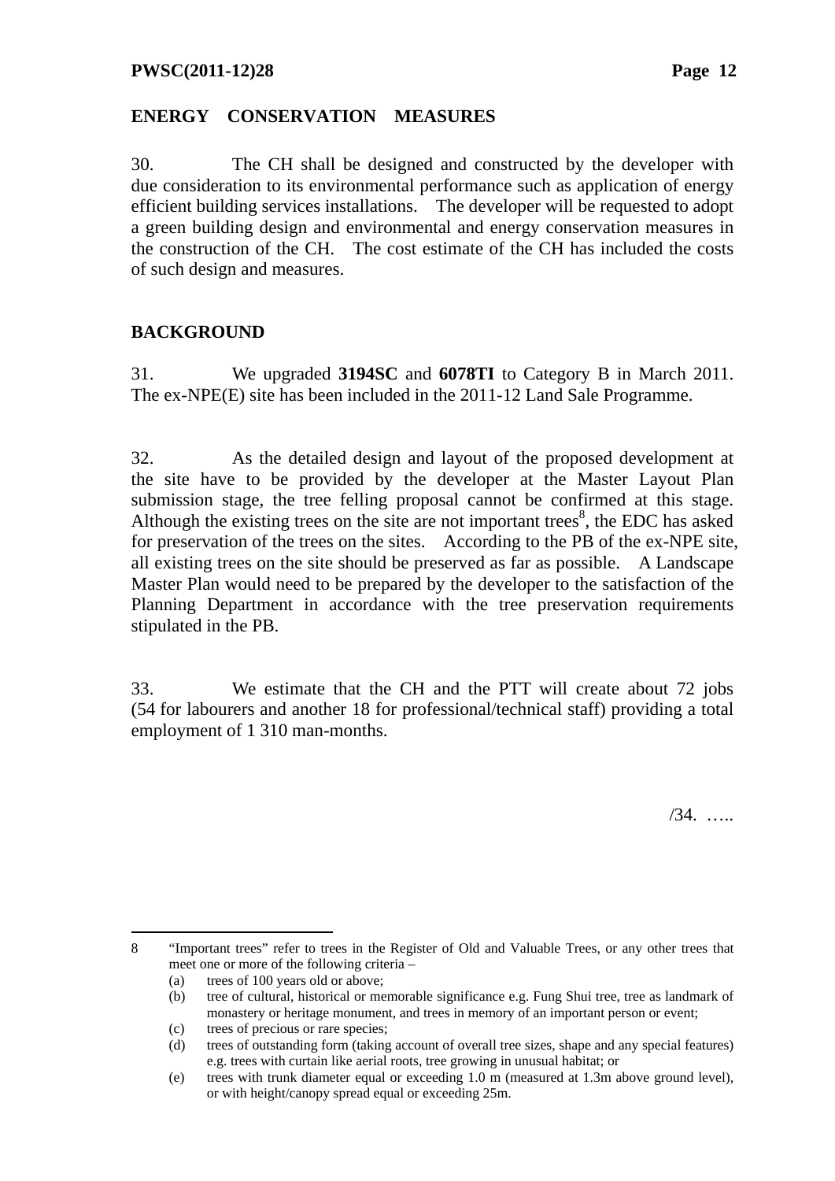## ENERGY CONSERVATION MEASURES

30. The CH shall be designed and constructed by the developer with due consideration to its environmental performance such as application of energy efficient building services installations. The developer will be requested to adopt a green building design and environmental and energy conservation measures in the construction of the CH. The cost estimate of the CH has included the costs of such design and measures.

## BACKGROUND

31. We upgraded **3194SC** and **6078TI** to Category B in March 2011. The ex-NPE(E) site has been included in the 2011-12 Land Sale Programme.

32. As the detailed design and layout of the proposed development at the site have to be provided by the developer at the Master Layout Plan submission stage, the tree felling proposal cannot be confirmed at this stage. Although the existing trees on the site are not important trees[8], the EDC has asked for preservation of the trees on the sites. According to the PB of the ex-NPE site, all existing trees on the site should be preserved as far as possible. A Landscape Master Plan would need to be prepared by the developer to the satisfaction of the Planning Department in accordance with the tree preservation requirements stipulated in the PB.

33. We estimate that the CH and the PTT will create about 72 jobs (54 for labourers and another 18 for professional/technical staff) providing a total employment of 1 310 man-months.

/34. …..

---

8 "Important trees" refer to trees in the Register of Old and Valuable Trees, or any other trees that meet one or more of the following criteria –

(a) trees of 100 years old or above;

(b) tree of cultural, historical or memorable significance e.g. Fung Shui tree, tree as landmark of monastery or heritage monument, and trees in memory of an important person or event;

(c) trees of precious or rare species;

(d) trees of outstanding form (taking account of overall tree sizes, shape and any special features) e.g. trees with curtain like aerial roots, tree growing in unusual habitat; or

(e) trees with trunk diameter equal or exceeding 1.0 m (measured at 1.3m above ground level), or with height/canopy spread equal or exceeding 25m.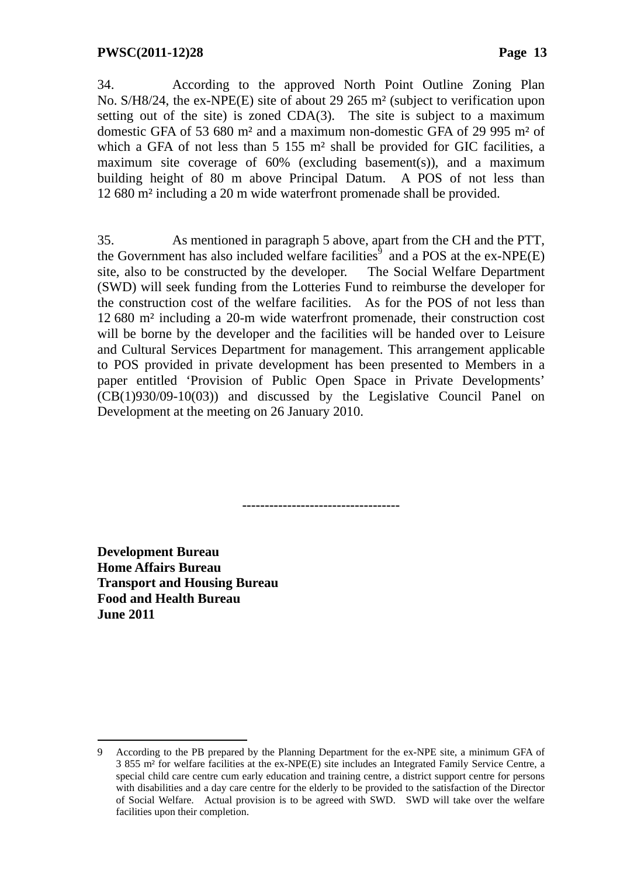34. According to the approved North Point Outline Zoning Plan No. S/H8/24, the ex-NPE(E) site of about 29 265 m² (subject to verification upon setting out of the site) is zoned CDA(3). The site is subject to a maximum domestic GFA of 53 680 m² and a maximum non-domestic GFA of 29 995 m² of which a GFA of not less than 5 155 m² shall be provided for GIC facilities, a maximum site coverage of 60% (excluding basement(s)), and a maximum building height of 80 m above Principal Datum. A POS of not less than 12 680 m² including a 20 m wide waterfront promenade shall be provided.

35. As mentioned in paragraph 5 above, apart from the CH and the PTT, the Government has also included welfare facilities[9] and a POS at the ex-NPE(E) site, also to be constructed by the developer. The Social Welfare Department (SWD) will seek funding from the Lotteries Fund to reimburse the developer for the construction cost of the welfare facilities. As for the POS of not less than 12 680 m² including a 20-m wide waterfront promenade, their construction cost will be borne by the developer and the facilities will be handed over to Leisure and Cultural Services Department for management. This arrangement applicable to POS provided in private development has been presented to Members in a paper entitled 'Provision of Public Open Space in Private Developments' (CB(1)930/09-10(03)) and discussed by the Legislative Council Panel on Development at the meeting on 26 January 2010.

----------------------------------

**Development Bureau**
**Home Affairs Bureau**
**Transport and Housing Bureau**
**Food and Health Bureau**
**June 2011**

---

9 According to the PB prepared by the Planning Department for the ex-NPE site, a minimum GFA of 3 855 m² for welfare facilities at the ex-NPE(E) site includes an Integrated Family Service Centre, a special child care centre cum early education and training centre, a district support centre for persons with disabilities and a day care centre for the elderly to be provided to the satisfaction of the Director of Social Welfare. Actual provision is to be agreed with SWD. SWD will take over the welfare facilities upon their completion.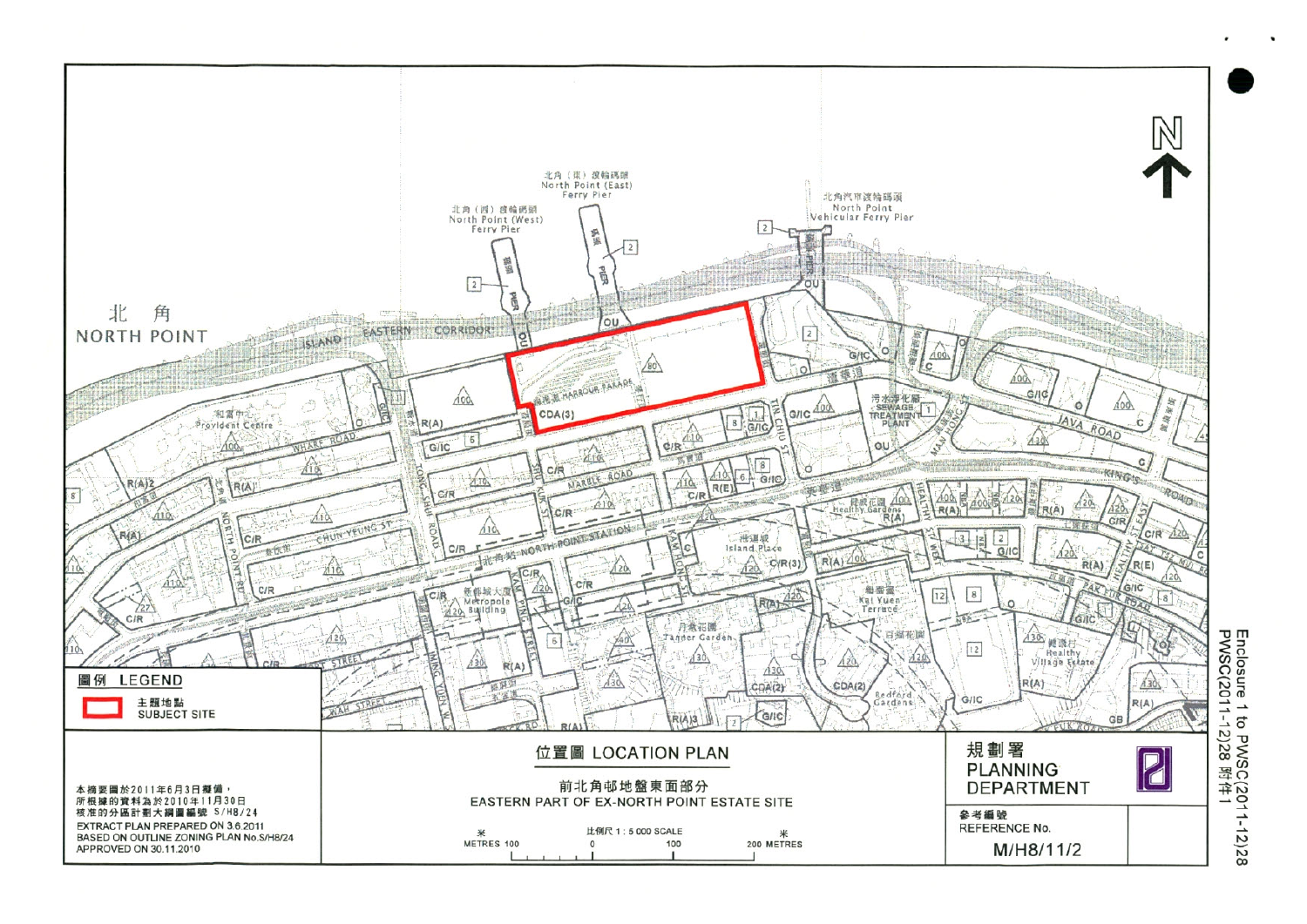# 位置圖 LOCATION PLAN

前北角邨地盤東面部分

EASTERN PART OF EX-NORTH POINT ESTATE SITE

北角 NORTH POINT

北角（東）渡輪碼頭 North Point (East) Ferry Pier

北角（西）渡輪碼頭 North Point (West) Ferry Pier

北角汽車渡輪碼頭 North Point Vehicular Ferry Pier

ISLAND EASTERN CORRIDOR

海港道 HARBOUR PARADE

CDA(3)

圖例 LEGEND

主題地點 SUBJECT SITE

本摘要圖於2011年6月3日擬備，所根據的資料為於2010年11月30日核准的分區計劃大綱圖編號 S/H8/24

EXTRACT PLAN PREPARED ON 3.6.2011 BASED ON OUTLINE ZONING PLAN No.S/H8/24 APPROVED ON 30.11.2010

比例尺 1 : 5 000 SCALE

METRES 100 0 100 200 METRES

規劃署 PLANNING DEPARTMENT

參考編號 REFERENCE No.

M/H8/11/2

Enclosure 1 to PWSC(2011-12)28 附件1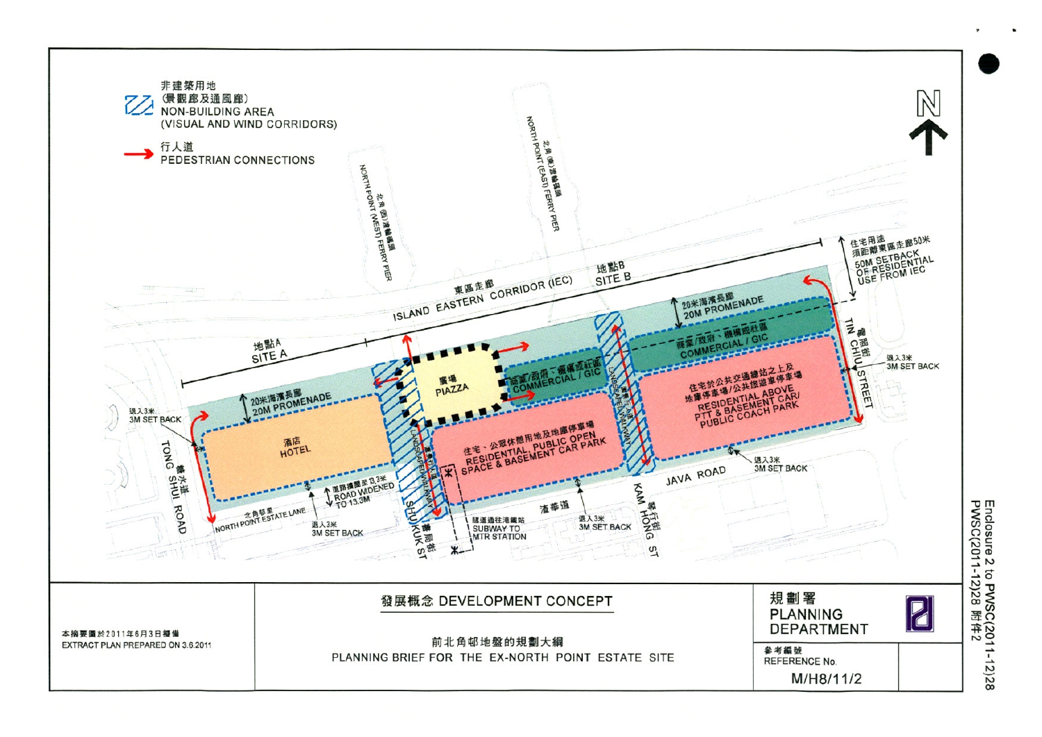非建築用地
(景觀廊及通風廊)
NON-BUILDING AREA
(VISUAL AND WIND CORRIDORS)

行人道
PEDESTRIAN CONNECTIONS

北角(西)渡輪碼頭
NORTH POINT (WEST) FERRY PIER

北角(東)渡輪碼頭
NORTH POINT (EAST) FERRY PIER

東區走廊
ISLAND EASTERN CORRIDOR (IEC)

地點A
SITE A

地點B
SITE B

住宅用途須距離東區走廊50米
50M SETBACK OF RESIDENTIAL USE FROM IEC

20米海濱長廊
20M PROMENADE

廣場
PIAZZA

商業/政府、機構或社區
COMMERCIAL / GIC

住宅於公共交通總站之上及地庫停車場/公共旅遊車停車場
RESIDENTIAL ABOVE PTT & BASEMENT CAR/ PUBLIC COACH PARK

住宅、公眾休憩用地及地庫停車場
RESIDENTIAL, PUBLIC OPEN SPACE & BASEMENT CAR PARK

酒店
HOTEL

退入3米
3M SET BACK

糖水道
TONG SHUI ROAD

北角邨里
NORTH POINT ESTATE LANE

道路擴闊至13.3米
ROAD WIDENED TO 13.3M

景觀行人道
LANDSCAPED WALKWAY

書局街
SHU KUK ST

隧道通往港鐵站
SUBWAY TO MTR STATION

渣華道
JAVA ROAD

琴行街
KAM HONG ST

電照街
TIN CHIU STREET

N

發展概念 DEVELOPMENT CONCEPT

前北角邨地盤的規劃大綱
PLANNING BRIEF FOR THE EX-NORTH POINT ESTATE SITE

本摘要圖於2011年6月3日擬備
EXTRACT PLAN PREPARED ON 3.6.2011

規劃署
PLANNING DEPARTMENT

參考編號
REFERENCE No.
M/H8/11/2

Enclosure 2 to PWSC(2011-12)28
PWSC(2011-12)28 附件2